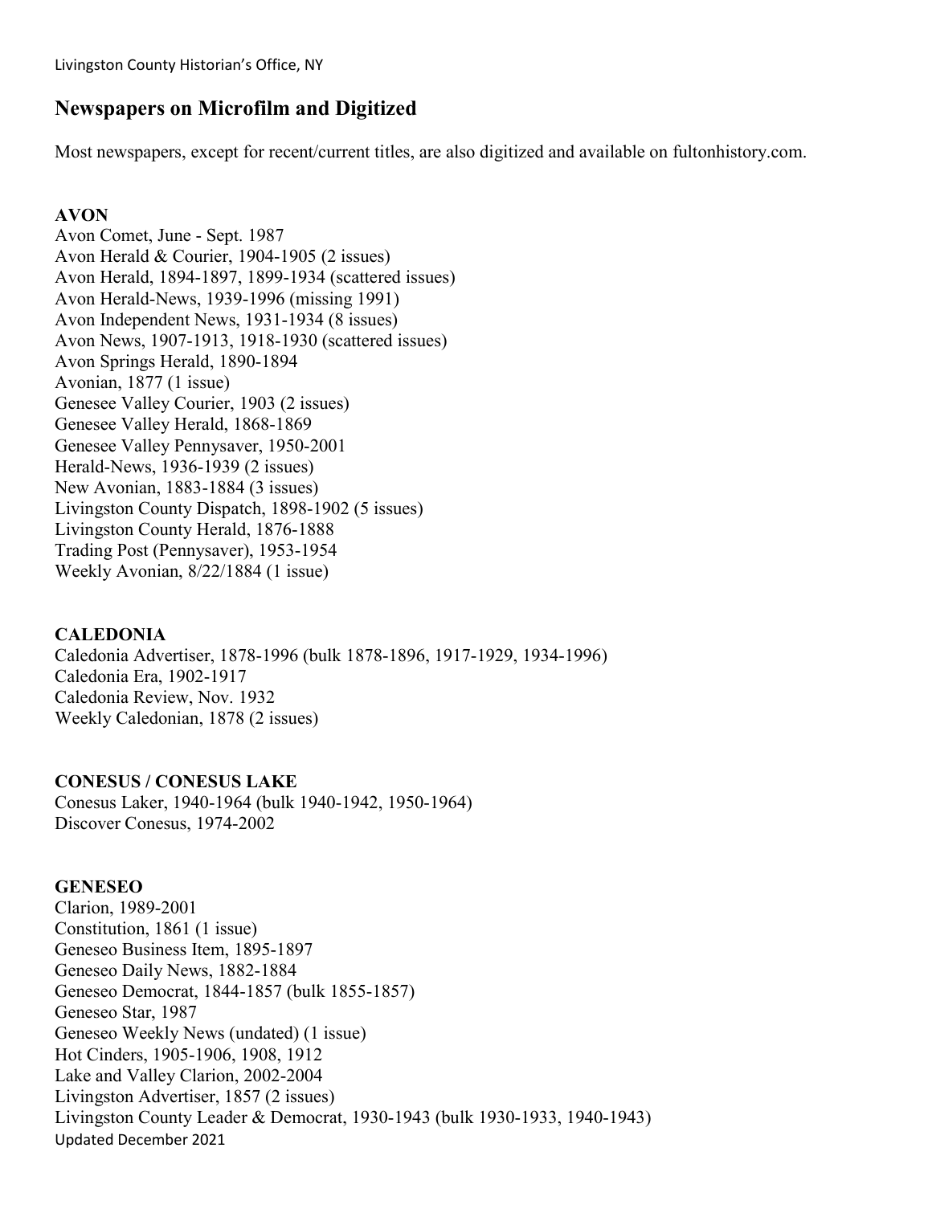# Newspapers on Microfilm and Digitized

Most newspapers, except for recent/current titles, are also digitized and available on fultonhistory.com.

**AVON**

Avon Comet, June - Sept. 1987
Avon Herald & Courier, 1904-1905 (2 issues)
Avon Herald, 1894-1897, 1899-1934 (scattered issues)
Avon Herald-News, 1939-1996 (missing 1991)
Avon Independent News, 1931-1934 (8 issues)
Avon News, 1907-1913, 1918-1930 (scattered issues)
Avon Springs Herald, 1890-1894
Avonian, 1877 (1 issue)
Genesee Valley Courier, 1903 (2 issues)
Genesee Valley Herald, 1868-1869
Genesee Valley Pennysaver, 1950-2001
Herald-News, 1936-1939 (2 issues)
New Avonian, 1883-1884 (3 issues)
Livingston County Dispatch, 1898-1902 (5 issues)
Livingston County Herald, 1876-1888
Trading Post (Pennysaver), 1953-1954
Weekly Avonian, 8/22/1884 (1 issue)

**CALEDONIA**

Caledonia Advertiser, 1878-1996 (bulk 1878-1896, 1917-1929, 1934-1996)
Caledonia Era, 1902-1917
Caledonia Review, Nov. 1932
Weekly Caledonian, 1878 (2 issues)

**CONESUS / CONESUS LAKE**

Conesus Laker, 1940-1964 (bulk 1940-1942, 1950-1964)
Discover Conesus, 1974-2002

**GENESEO**

Clarion, 1989-2001
Constitution, 1861 (1 issue)
Geneseo Business Item, 1895-1897
Geneseo Daily News, 1882-1884
Geneseo Democrat, 1844-1857 (bulk 1855-1857)
Geneseo Star, 1987
Geneseo Weekly News (undated) (1 issue)
Hot Cinders, 1905-1906, 1908, 1912
Lake and Valley Clarion, 2002-2004
Livingston Advertiser, 1857 (2 issues)
Livingston County Leader & Democrat, 1930-1943 (bulk 1930-1933, 1940-1943)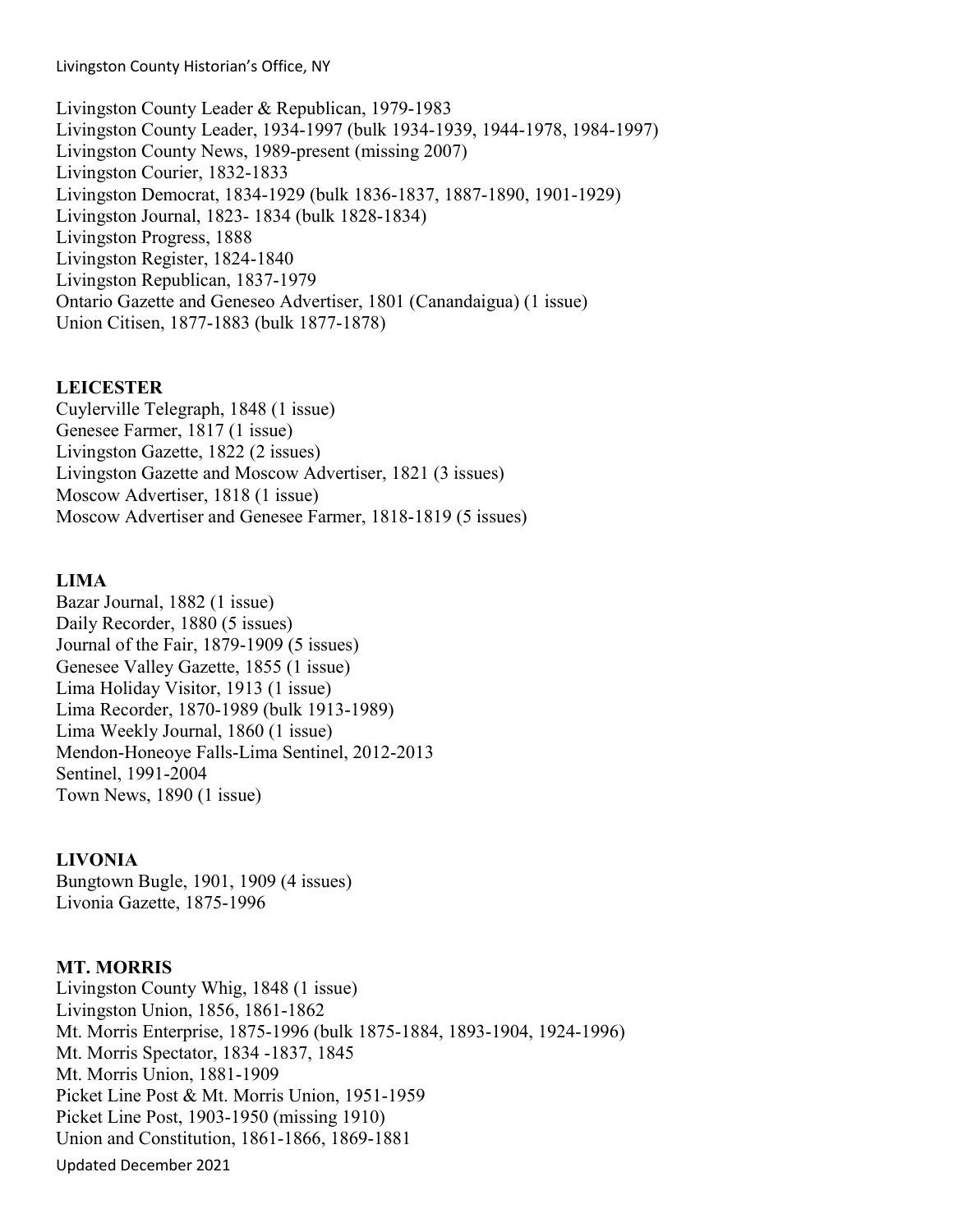Livingston County Leader & Republican, 1979-1983
Livingston County Leader, 1934-1997 (bulk 1934-1939, 1944-1978, 1984-1997)
Livingston County News, 1989-present (missing 2007)
Livingston Courier, 1832-1833
Livingston Democrat, 1834-1929 (bulk 1836-1837, 1887-1890, 1901-1929)
Livingston Journal, 1823- 1834 (bulk 1828-1834)
Livingston Progress, 1888
Livingston Register, 1824-1840
Livingston Republican, 1837-1979
Ontario Gazette and Geneseo Advertiser, 1801 (Canandaigua) (1 issue)
Union Citisen, 1877-1883 (bulk 1877-1878)

**LEICESTER**
Cuylerville Telegraph, 1848 (1 issue)
Genesee Farmer, 1817 (1 issue)
Livingston Gazette, 1822 (2 issues)
Livingston Gazette and Moscow Advertiser, 1821 (3 issues)
Moscow Advertiser, 1818 (1 issue)
Moscow Advertiser and Genesee Farmer, 1818-1819 (5 issues)

**LIMA**
Bazar Journal, 1882 (1 issue)
Daily Recorder, 1880 (5 issues)
Journal of the Fair, 1879-1909 (5 issues)
Genesee Valley Gazette, 1855 (1 issue)
Lima Holiday Visitor, 1913 (1 issue)
Lima Recorder, 1870-1989 (bulk 1913-1989)
Lima Weekly Journal, 1860 (1 issue)
Mendon-Honeoye Falls-Lima Sentinel, 2012-2013
Sentinel, 1991-2004
Town News, 1890 (1 issue)

**LIVONIA**
Bungtown Bugle, 1901, 1909 (4 issues)
Livonia Gazette, 1875-1996

**MT. MORRIS**
Livingston County Whig, 1848 (1 issue)
Livingston Union, 1856, 1861-1862
Mt. Morris Enterprise, 1875-1996 (bulk 1875-1884, 1893-1904, 1924-1996)
Mt. Morris Spectator, 1834 -1837, 1845
Mt. Morris Union, 1881-1909
Picket Line Post & Mt. Morris Union, 1951-1959
Picket Line Post, 1903-1950 (missing 1910)
Union and Constitution, 1861-1866, 1869-1881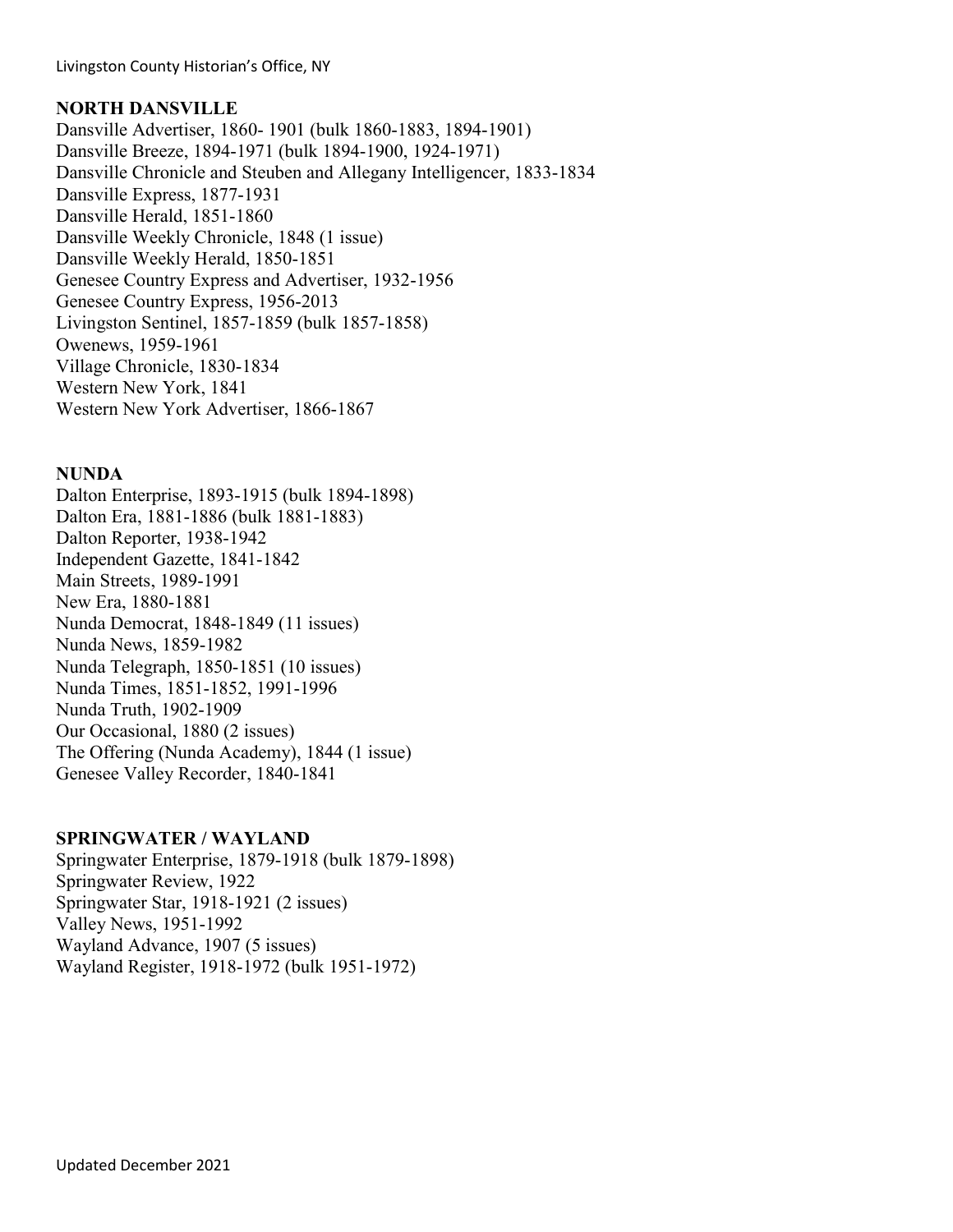## NORTH DANSVILLE

Dansville Advertiser, 1860- 1901 (bulk 1860-1883, 1894-1901)
Dansville Breeze, 1894-1971 (bulk 1894-1900, 1924-1971)
Dansville Chronicle and Steuben and Allegany Intelligencer, 1833-1834
Dansville Express, 1877-1931
Dansville Herald, 1851-1860
Dansville Weekly Chronicle, 1848 (1 issue)
Dansville Weekly Herald, 1850-1851
Genesee Country Express and Advertiser, 1932-1956
Genesee Country Express, 1956-2013
Livingston Sentinel, 1857-1859 (bulk 1857-1858)
Owenews, 1959-1961
Village Chronicle, 1830-1834
Western New York, 1841
Western New York Advertiser, 1866-1867

## NUNDA

Dalton Enterprise, 1893-1915 (bulk 1894-1898)
Dalton Era, 1881-1886 (bulk 1881-1883)
Dalton Reporter, 1938-1942
Independent Gazette, 1841-1842
Main Streets, 1989-1991
New Era, 1880-1881
Nunda Democrat, 1848-1849 (11 issues)
Nunda News, 1859-1982
Nunda Telegraph, 1850-1851 (10 issues)
Nunda Times, 1851-1852, 1991-1996
Nunda Truth, 1902-1909
Our Occasional, 1880 (2 issues)
The Offering (Nunda Academy), 1844 (1 issue)
Genesee Valley Recorder, 1840-1841

## SPRINGWATER / WAYLAND

Springwater Enterprise, 1879-1918 (bulk 1879-1898)
Springwater Review, 1922
Springwater Star, 1918-1921 (2 issues)
Valley News, 1951-1992
Wayland Advance, 1907 (5 issues)
Wayland Register, 1918-1972 (bulk 1951-1972)